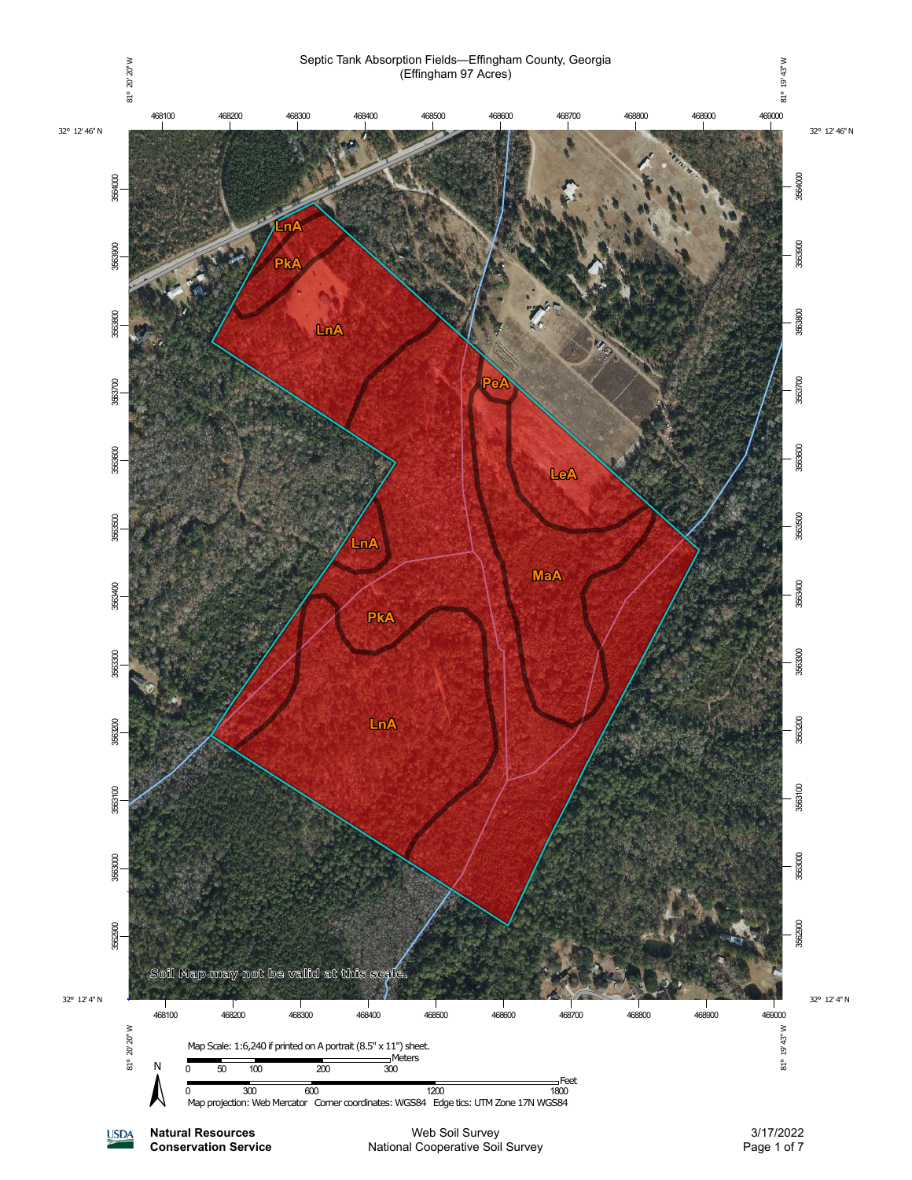# Septic Tank Absorption Fields—Effingham County, Georgia
(Effingham 97 Acres)

81° 20' 20" W | 81° 19' 43" W

32° 12' 46" N | 32° 12' 4" N

468100 468200 468300 468400 468500 468600 468700 468800 468900 469000

3564000 3563900 3563800 3563700 3563600 3563500 3563400 3563300 3563200 3563100 3563000 3562900

LnA, PkA, LnA, PeA, LeA, LnA, MaA, PkA, LnA

Soil Map may not be valid at this scale.

Map Scale: 1:6,240 if printed on A portrait (8.5" x 11") sheet.

Meters: 0 50 100 200 300

Feet: 0 300 600 1200 1800

N

Map projection: Web Mercator Corner coordinates: WGS84 Edge tics: UTM Zone 17N WGS84

**Natural Resources Conservation Service**

Web Soil Survey
National Cooperative Soil Survey

3/17/2022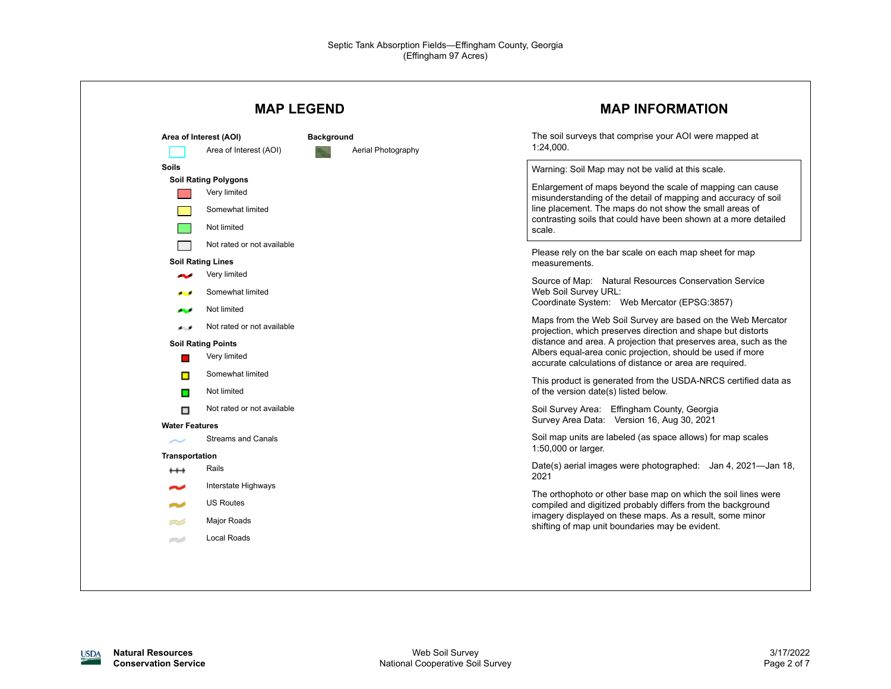Septic Tank Absorption Fields—Effingham County, Georgia
(Effingham 97 Acres)

## MAP LEGEND

**Area of Interest (AOI)**

- Area of Interest (AOI)

**Soils**

**Soil Rating Polygons**

- Very limited
- Somewhat limited
- Not limited
- Not rated or not available

**Soil Rating Lines**

- Very limited
- Somewhat limited
- Not limited
- Not rated or not available

**Soil Rating Points**

- Very limited
- Somewhat limited
- Not limited
- Not rated or not available

**Water Features**

- Streams and Canals

**Transportation**

- Rails
- Interstate Highways
- US Routes
- Major Roads
- Local Roads

**Background**

- Aerial Photography

## MAP INFORMATION

The soil surveys that comprise your AOI were mapped at 1:24,000.

Warning: Soil Map may not be valid at this scale.

Enlargement of maps beyond the scale of mapping can cause misunderstanding of the detail of mapping and accuracy of soil line placement. The maps do not show the small areas of contrasting soils that could have been shown at a more detailed scale.

Please rely on the bar scale on each map sheet for map measurements.

Source of Map: Natural Resources Conservation Service
Web Soil Survey URL:
Coordinate System: Web Mercator (EPSG:3857)

Maps from the Web Soil Survey are based on the Web Mercator projection, which preserves direction and shape but distorts distance and area. A projection that preserves area, such as the Albers equal-area conic projection, should be used if more accurate calculations of distance or area are required.

This product is generated from the USDA-NRCS certified data as of the version date(s) listed below.

Soil Survey Area: Effingham County, Georgia
Survey Area Data: Version 16, Aug 30, 2021

Soil map units are labeled (as space allows) for map scales 1:50,000 or larger.

Date(s) aerial images were photographed: Jan 4, 2021—Jan 18, 2021

The orthophoto or other base map on which the soil lines were compiled and digitized probably differs from the background imagery displayed on these maps. As a result, some minor shifting of map unit boundaries may be evident.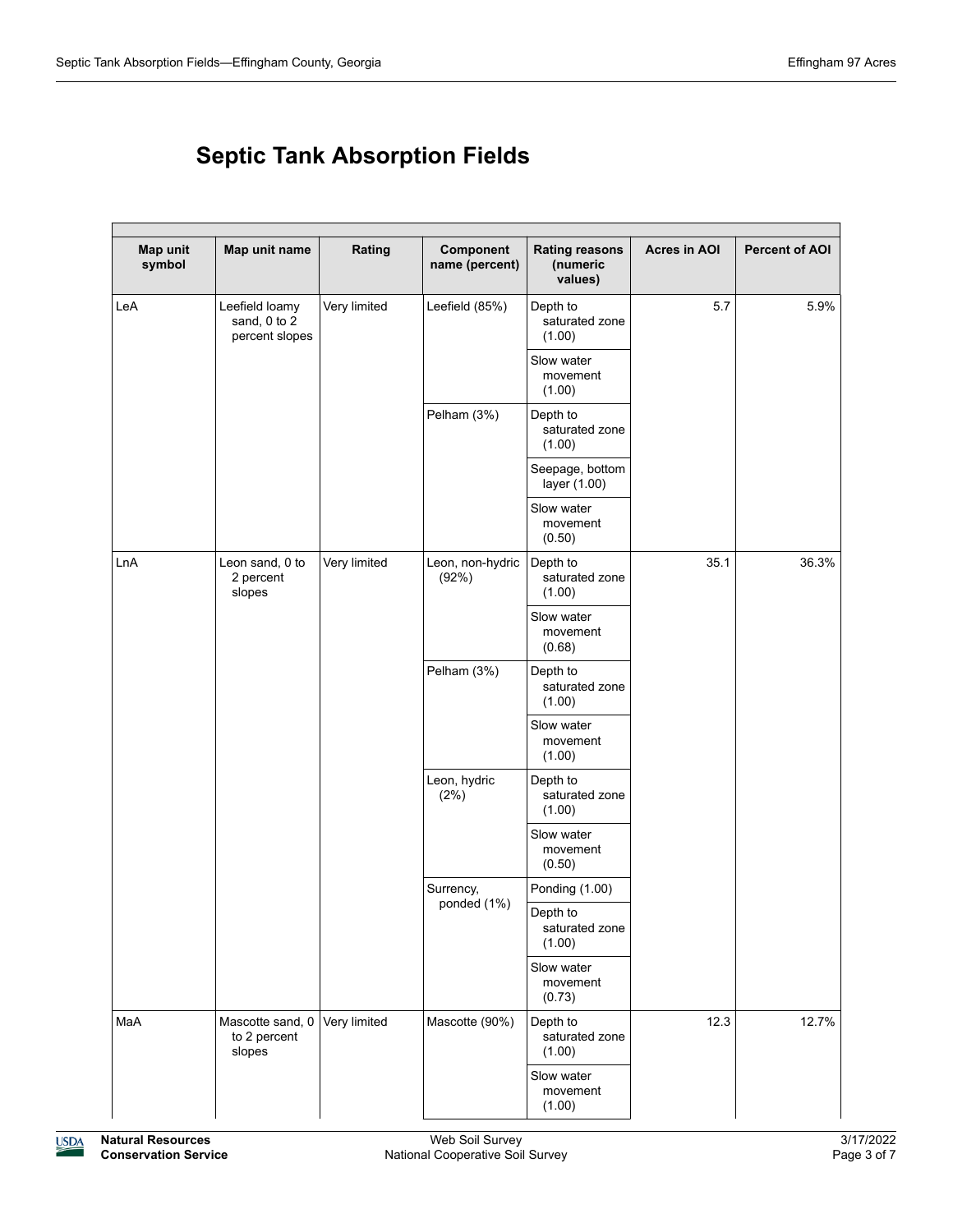# Septic Tank Absorption Fields

| Map unit symbol | Map unit name | Rating | Component name (percent) | Rating reasons (numeric values) | Acres in AOI | Percent of AOI |
|---|---|---|---|---|---|---|
| LeA | Leefield loamy sand, 0 to 2 percent slopes | Very limited | Leefield (85%) | Depth to saturated zone (1.00) | 5.7 | 5.9% |
| | | | | Slow water movement (1.00) | | |
| | | | Pelham (3%) | Depth to saturated zone (1.00) | | |
| | | | | Seepage, bottom layer (1.00) | | |
| | | | | Slow water movement (0.50) | | |
| LnA | Leon sand, 0 to 2 percent slopes | Very limited | Leon, non-hydric (92%) | Depth to saturated zone (1.00) | 35.1 | 36.3% |
| | | | | Slow water movement (0.68) | | |
| | | | Pelham (3%) | Depth to saturated zone (1.00) | | |
| | | | | Slow water movement (1.00) | | |
| | | | Leon, hydric (2%) | Depth to saturated zone (1.00) | | |
| | | | | Slow water movement (0.50) | | |
| | | | Surrency, ponded (1%) | Ponding (1.00) | | |
| | | | | Depth to saturated zone (1.00) | | |
| | | | | Slow water movement (0.73) | | |
| MaA | Mascotte sand, 0 to 2 percent slopes | Very limited | Mascotte (90%) | Depth to saturated zone (1.00) | 12.3 | 12.7% |
| | | | | Slow water movement (1.00) | | |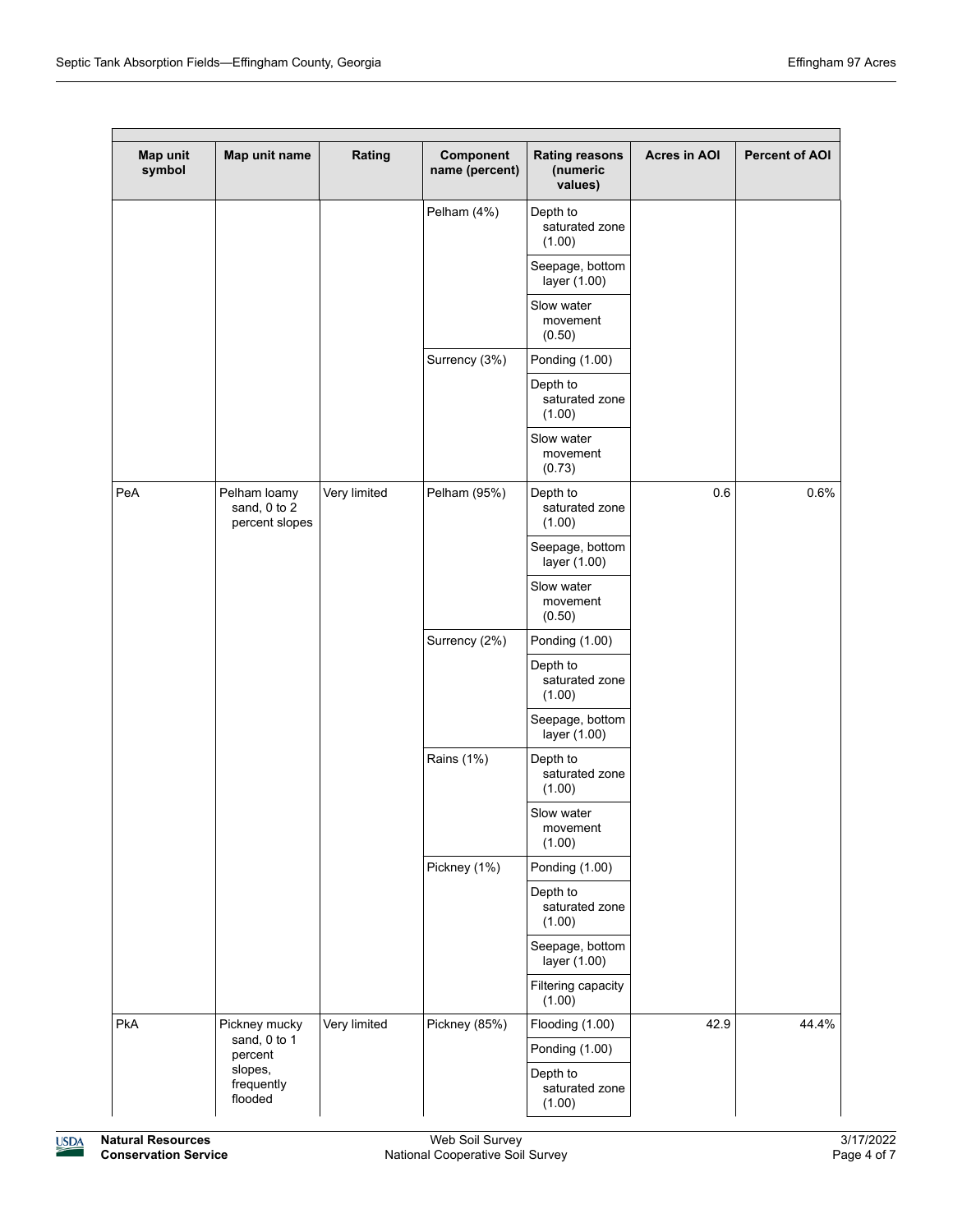| Map unit symbol | Map unit name | Rating | Component name (percent) | Rating reasons (numeric values) | Acres in AOI | Percent of AOI |
|---|---|---|---|---|---|---|
| | | | Pelham (4%) | Depth to saturated zone (1.00) | | |
| | | | | Seepage, bottom layer (1.00) | | |
| | | | | Slow water movement (0.50) | | |
| | | | Surrency (3%) | Ponding (1.00) | | |
| | | | | Depth to saturated zone (1.00) | | |
| | | | | Slow water movement (0.73) | | |
| PeA | Pelham loamy sand, 0 to 2 percent slopes | Very limited | Pelham (95%) | Depth to saturated zone (1.00) | 0.6 | 0.6% |
| | | | | Seepage, bottom layer (1.00) | | |
| | | | | Slow water movement (0.50) | | |
| | | | Surrency (2%) | Ponding (1.00) | | |
| | | | | Depth to saturated zone (1.00) | | |
| | | | | Seepage, bottom layer (1.00) | | |
| | | | Rains (1%) | Depth to saturated zone (1.00) | | |
| | | | | Slow water movement (1.00) | | |
| | | | Pickney (1%) | Ponding (1.00) | | |
| | | | | Depth to saturated zone (1.00) | | |
| | | | | Seepage, bottom layer (1.00) | | |
| | | | | Filtering capacity (1.00) | | |
| PkA | Pickney mucky sand, 0 to 1 percent slopes, frequently flooded | Very limited | Pickney (85%) | Flooding (1.00) | 42.9 | 44.4% |
| | | | | Ponding (1.00) | | |
| | | | | Depth to saturated zone (1.00) | | |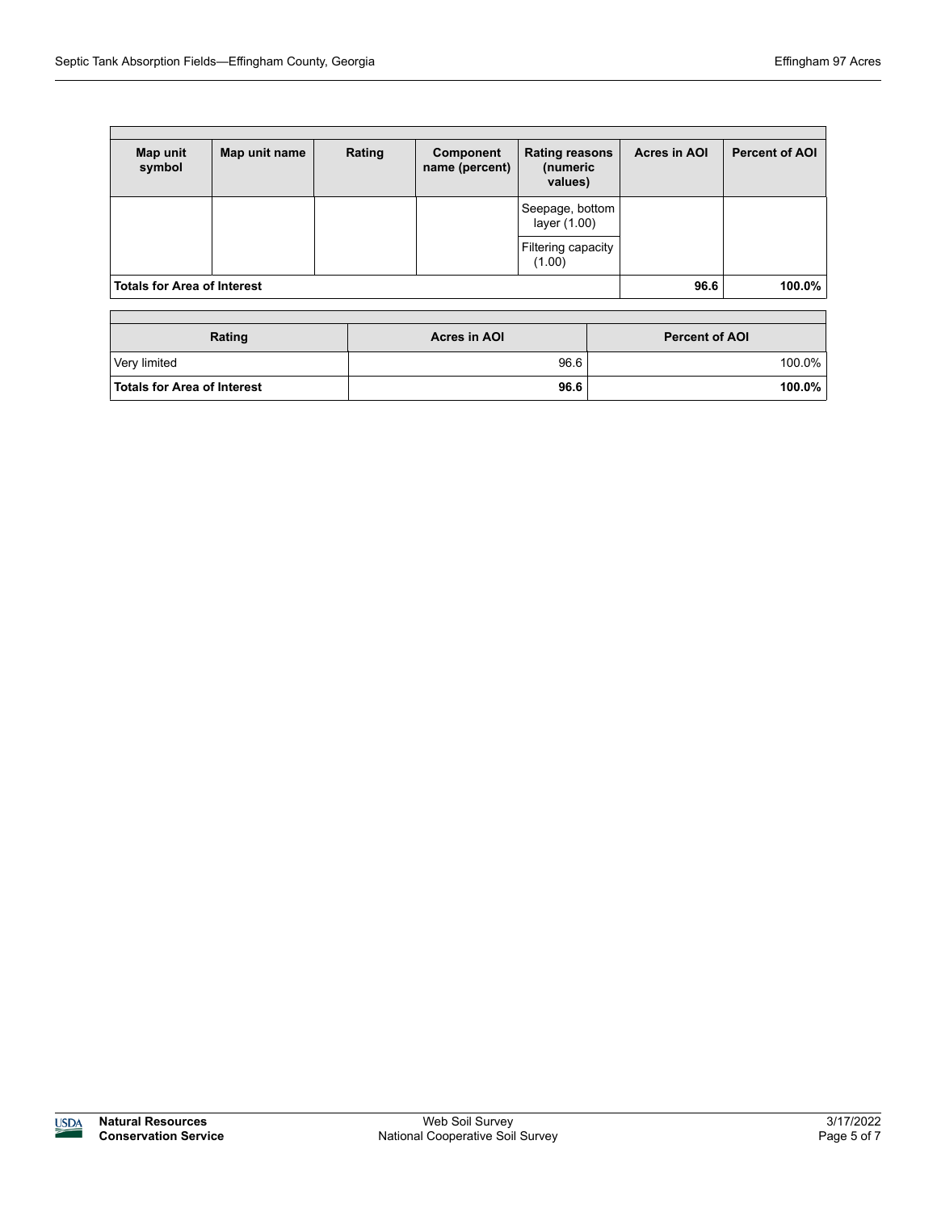| Map unit symbol | Map unit name | Rating | Component name (percent) | Rating reasons (numeric values) | Acres in AOI | Percent of AOI |
|---|---|---|---|---|---|---|
| | | | | Seepage, bottom layer (1.00) | | |
| | | | | Filtering capacity (1.00) | | |
| **Totals for Area of Interest** | | | | | **96.6** | **100.0%** |

| Rating | Acres in AOI | Percent of AOI |
|---|---|---|
| Very limited | 96.6 | 100.0% |
| **Totals for Area of Interest** | **96.6** | **100.0%** |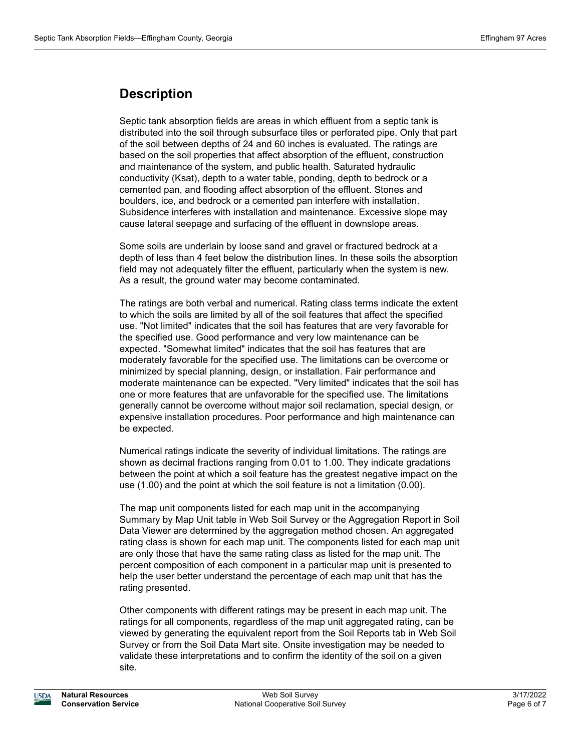## Description

Septic tank absorption fields are areas in which effluent from a septic tank is distributed into the soil through subsurface tiles or perforated pipe. Only that part of the soil between depths of 24 and 60 inches is evaluated. The ratings are based on the soil properties that affect absorption of the effluent, construction and maintenance of the system, and public health. Saturated hydraulic conductivity (Ksat), depth to a water table, ponding, depth to bedrock or a cemented pan, and flooding affect absorption of the effluent. Stones and boulders, ice, and bedrock or a cemented pan interfere with installation. Subsidence interferes with installation and maintenance. Excessive slope may cause lateral seepage and surfacing of the effluent in downslope areas.

Some soils are underlain by loose sand and gravel or fractured bedrock at a depth of less than 4 feet below the distribution lines. In these soils the absorption field may not adequately filter the effluent, particularly when the system is new. As a result, the ground water may become contaminated.

The ratings are both verbal and numerical. Rating class terms indicate the extent to which the soils are limited by all of the soil features that affect the specified use. "Not limited" indicates that the soil has features that are very favorable for the specified use. Good performance and very low maintenance can be expected. "Somewhat limited" indicates that the soil has features that are moderately favorable for the specified use. The limitations can be overcome or minimized by special planning, design, or installation. Fair performance and moderate maintenance can be expected. "Very limited" indicates that the soil has one or more features that are unfavorable for the specified use. The limitations generally cannot be overcome without major soil reclamation, special design, or expensive installation procedures. Poor performance and high maintenance can be expected.

Numerical ratings indicate the severity of individual limitations. The ratings are shown as decimal fractions ranging from 0.01 to 1.00. They indicate gradations between the point at which a soil feature has the greatest negative impact on the use (1.00) and the point at which the soil feature is not a limitation (0.00).

The map unit components listed for each map unit in the accompanying Summary by Map Unit table in Web Soil Survey or the Aggregation Report in Soil Data Viewer are determined by the aggregation method chosen. An aggregated rating class is shown for each map unit. The components listed for each map unit are only those that have the same rating class as listed for the map unit. The percent composition of each component in a particular map unit is presented to help the user better understand the percentage of each map unit that has the rating presented.

Other components with different ratings may be present in each map unit. The ratings for all components, regardless of the map unit aggregated rating, can be viewed by generating the equivalent report from the Soil Reports tab in Web Soil Survey or from the Soil Data Mart site. Onsite investigation may be needed to validate these interpretations and to confirm the identity of the soil on a given site.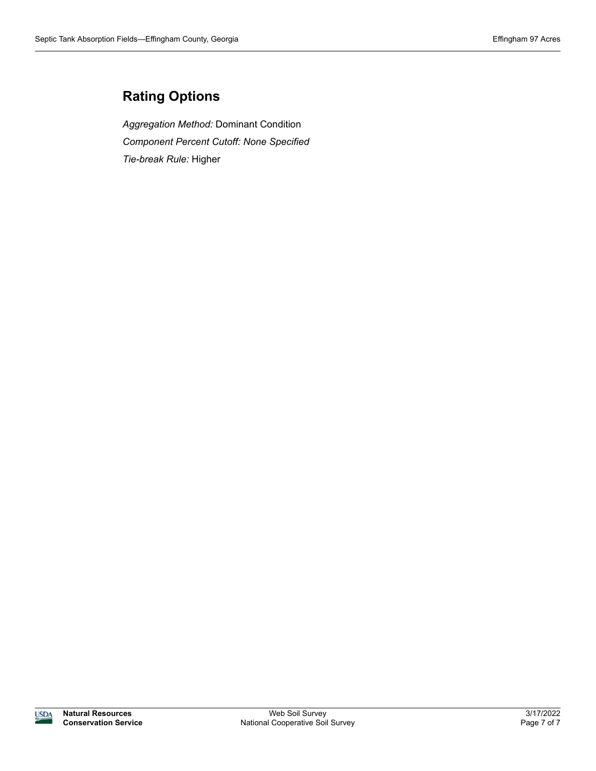## Rating Options

*Aggregation Method:* Dominant Condition

*Component Percent Cutoff: None Specified*

*Tie-break Rule:* Higher